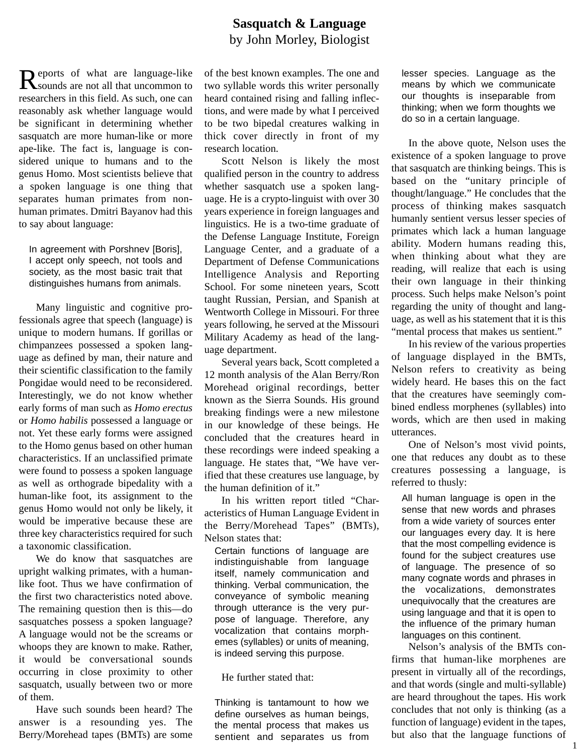# Sasquatch & Language

by John Morley, Biologist

Reports of what are language-like sounds are not all that uncommon to researchers in this field. As such, one can reasonably ask whether language would be significant in determining whether sasquatch are more human-like or more ape-like. The fact is, language is considered unique to humans and to the genus Homo. Most scientists believe that a spoken language is one thing that separates human primates from non-human primates. Dmitri Bayanov had this to say about language:

> In agreement with Porshnev [Boris], I accept only speech, not tools and society, as the most basic trait that distinguishes humans from animals.

Many linguistic and cognitive professionals agree that speech (language) is unique to modern humans. If gorillas or chimpanzees possessed a spoken language as defined by man, their nature and their scientific classification to the family Pongidae would need to be reconsidered. Interestingly, we do not know whether early forms of man such as *Homo erectus* or *Homo habilis* possessed a language or not. Yet these early forms were assigned to the Homo genus based on other human characteristics. If an unclassified primate were found to possess a spoken language as well as orthograde bipedality with a human-like foot, its assignment to the genus Homo would not only be likely, it would be imperative because these are three key characteristics required for such a taxonomic classification.

We do know that sasquatches are upright walking primates, with a human-like foot. Thus we have confirmation of the first two characteristics noted above. The remaining question then is this—do sasquatches possess a spoken language? A language would not be the screams or whoops they are known to make. Rather, it would be conversational sounds occurring in close proximity to other sasquatch, usually between two or more of them.

Have such sounds been heard? The answer is a resounding yes. The Berry/Morehead tapes (BMTs) are some of the best known examples. The one and two syllable words this writer personally heard contained rising and falling inflections, and were made by what I perceived to be two bipedal creatures walking in thick cover directly in front of my research location.

Scott Nelson is likely the most qualified person in the country to address whether sasquatch use a spoken language. He is a crypto-linguist with over 30 years experience in foreign languages and linguistics. He is a two-time graduate of the Defense Language Institute, Foreign Language Center, and a graduate of a Department of Defense Communications Intelligence Analysis and Reporting School. For some nineteen years, Scott taught Russian, Persian, and Spanish at Wentworth College in Missouri. For three years following, he served at the Missouri Military Academy as head of the language department.

Several years back, Scott completed a 12 month analysis of the Alan Berry/Ron Morehead original recordings, better known as the Sierra Sounds. His ground breaking findings were a new milestone in our knowledge of these beings. He concluded that the creatures heard in these recordings were indeed speaking a language. He states that, "We have verified that these creatures use language, by the human definition of it."

In his written report titled "Characteristics of Human Language Evident in the Berry/Morehead Tapes" (BMTs), Nelson states that:

> Certain functions of language are indistinguishable from language itself, namely communication and thinking. Verbal communication, the conveyance of symbolic meaning through utterance is the very purpose of language. Therefore, any vocalization that contains morphemes (syllables) or units of meaning, is indeed serving this purpose.

He further stated that:

> Thinking is tantamount to how we define ourselves as human beings, the mental process that makes us sentient and separates us from lesser species. Language as the means by which we communicate our thoughts is inseparable from thinking; when we form thoughts we do so in a certain language.

In the above quote, Nelson uses the existence of a spoken language to prove that sasquatch are thinking beings. This is based on the "unitary principle of thought/language." He concludes that the process of thinking makes sasquatch humanly sentient versus lesser species of primates which lack a human language ability. Modern humans reading this, when thinking about what they are reading, will realize that each is using their own language in their thinking process. Such helps make Nelson's point regarding the unity of thought and language, as well as his statement that it is this "mental process that makes us sentient."

In his review of the various properties of language displayed in the BMTs, Nelson refers to creativity as being widely heard. He bases this on the fact that the creatures have seemingly combined endless morphenes (syllables) into words, which are then used in making utterances.

One of Nelson's most vivid points, one that reduces any doubt as to these creatures possessing a language, is referred to thusly:

> All human language is open in the sense that new words and phrases from a wide variety of sources enter our languages every day. It is here that the most compelling evidence is found for the subject creatures use of language. The presence of so many cognate words and phrases in the vocalizations, demonstrates unequivocally that the creatures are using language and that it is open to the influence of the primary human languages on this continent.

Nelson's analysis of the BMTs confirms that human-like morphenes are present in virtually all of the recordings, and that words (single and multi-syllable) are heard throughout the tapes. His work concludes that not only is thinking (as a function of language) evident in the tapes, but also that the language functions of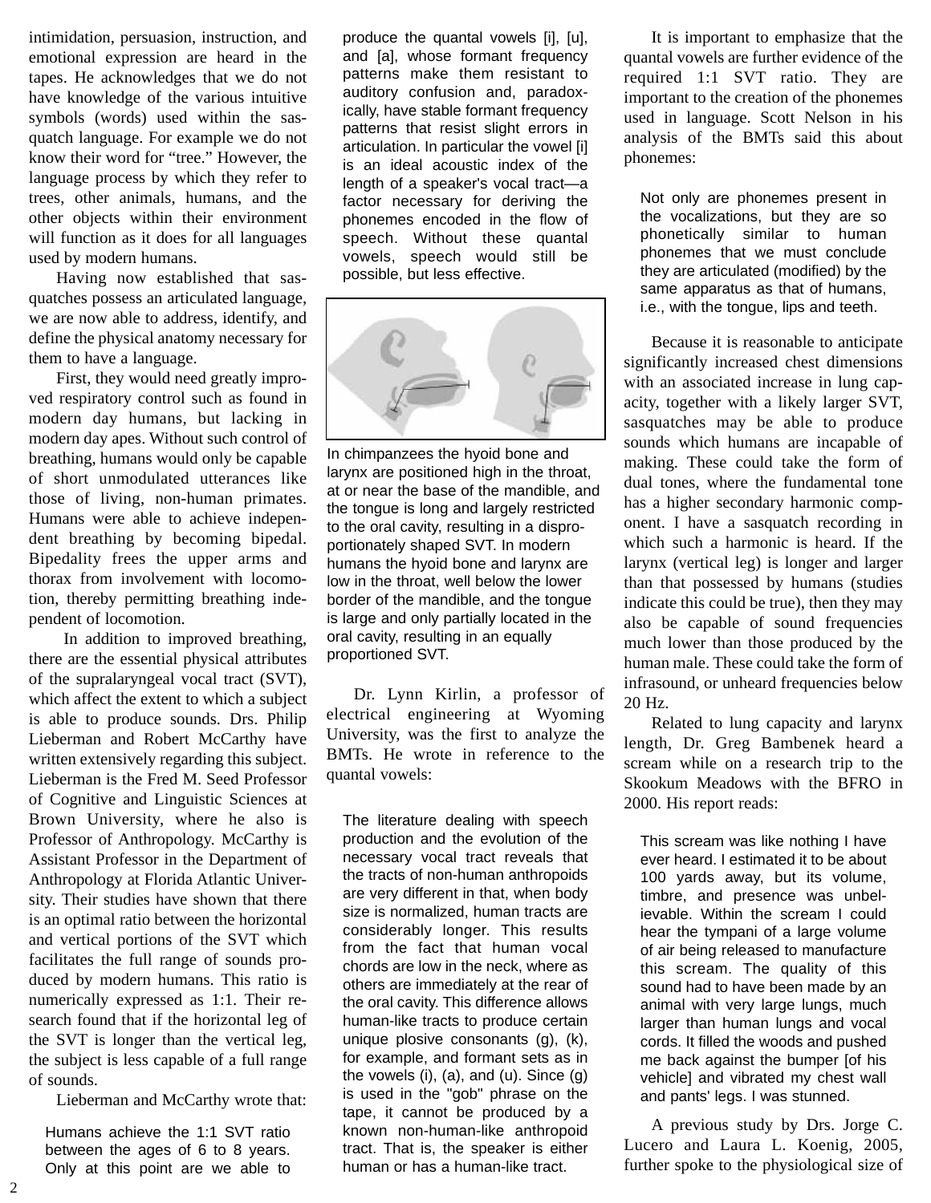intimidation, persuasion, instruction, and emotional expression are heard in the tapes. He acknowledges that we do not have knowledge of the various intuitive symbols (words) used within the sasquatch language. For example we do not know their word for "tree." However, the language process by which they refer to trees, other animals, humans, and the other objects within their environment will function as it does for all languages used by modern humans.

Having now established that sasquatches possess an articulated language, we are now able to address, identify, and define the physical anatomy necessary for them to have a language.

First, they would need greatly improved respiratory control such as found in modern day humans, but lacking in modern day apes. Without such control of breathing, humans would only be capable of short unmodulated utterances like those of living, non-human primates. Humans were able to achieve independent breathing by becoming bipedal. Bipedality frees the upper arms and thorax from involvement with locomotion, thereby permitting breathing independent of locomotion.

In addition to improved breathing, there are the essential physical attributes of the supralaryngeal vocal tract (SVT), which affect the extent to which a subject is able to produce sounds. Drs. Philip Lieberman and Robert McCarthy have written extensively regarding this subject. Lieberman is the Fred M. Seed Professor of Cognitive and Linguistic Sciences at Brown University, where he also is Professor of Anthropology. McCarthy is Assistant Professor in the Department of Anthropology at Florida Atlantic University. Their studies have shown that there is an optimal ratio between the horizontal and vertical portions of the SVT which facilitates the full range of sounds produced by modern humans. This ratio is numerically expressed as 1:1. Their research found that if the horizontal leg of the SVT is longer than the vertical leg, the subject is less capable of a full range of sounds.

Lieberman and McCarthy wrote that:

> Humans achieve the 1:1 SVT ratio between the ages of 6 to 8 years. Only at this point are we able to produce the quantal vowels [i], [u], and [a], whose formant frequency patterns make them resistant to auditory confusion and, paradoxically, have stable formant frequency patterns that resist slight errors in articulation. In particular the vowel [i] is an ideal acoustic index of the length of a speaker's vocal tract—a factor necessary for deriving the phonemes encoded in the flow of speech. Without these quantal vowels, speech would still be possible, but less effective.

In chimpanzees the hyoid bone and larynx are positioned high in the throat, at or near the base of the mandible, and the tongue is long and largely restricted to the oral cavity, resulting in a disproportionately shaped SVT. In modern humans the hyoid bone and larynx are low in the throat, well below the lower border of the mandible, and the tongue is large and only partially located in the oral cavity, resulting in an equally proportioned SVT.

Dr. Lynn Kirlin, a professor of electrical engineering at Wyoming University, was the first to analyze the BMTs. He wrote in reference to the quantal vowels:

> The literature dealing with speech production and the evolution of the necessary vocal tract reveals that the tracts of non-human anthropoids are very different in that, when body size is normalized, human tracts are considerably longer. This results from the fact that human vocal chords are low in the neck, where as others are immediately at the rear of the oral cavity. This difference allows human-like tracts to produce certain unique plosive consonants (g), (k), for example, and formant sets as in the vowels (i), (a), and (u). Since (g) is used in the "gob" phrase on the tape, it cannot be produced by a known non-human-like anthropoid tract. That is, the speaker is either human or has a human-like tract.

It is important to emphasize that the quantal vowels are further evidence of the required 1:1 SVT ratio. They are important to the creation of the phonemes used in language. Scott Nelson in his analysis of the BMTs said this about phonemes:

> Not only are phonemes present in the vocalizations, but they are so phonetically similar to human phonemes that we must conclude they are articulated (modified) by the same apparatus as that of humans, i.e., with the tongue, lips and teeth.

Because it is reasonable to anticipate significantly increased chest dimensions with an associated increase in lung capacity, together with a likely larger SVT, sasquatches may be able to produce sounds which humans are incapable of making. These could take the form of dual tones, where the fundamental tone has a higher secondary harmonic component. I have a sasquatch recording in which such a harmonic is heard. If the larynx (vertical leg) is longer and larger than that possessed by humans (studies indicate this could be true), then they may also be capable of sound frequencies much lower than those produced by the human male. These could take the form of infrasound, or unheard frequencies below 20 Hz.

Related to lung capacity and larynx length, Dr. Greg Bambenek heard a scream while on a research trip to the Skookum Meadows with the BFRO in 2000. His report reads:

> This scream was like nothing I have ever heard. I estimated it to be about 100 yards away, but its volume, timbre, and presence was unbelievable. Within the scream I could hear the tympani of a large volume of air being released to manufacture this scream. The quality of this sound had to have been made by an animal with very large lungs, much larger than human lungs and vocal cords. It filled the woods and pushed me back against the bumper [of his vehicle] and vibrated my chest wall and pants' legs. I was stunned.

A previous study by Drs. Jorge C. Lucero and Laura L. Koenig, 2005, further spoke to the physiological size of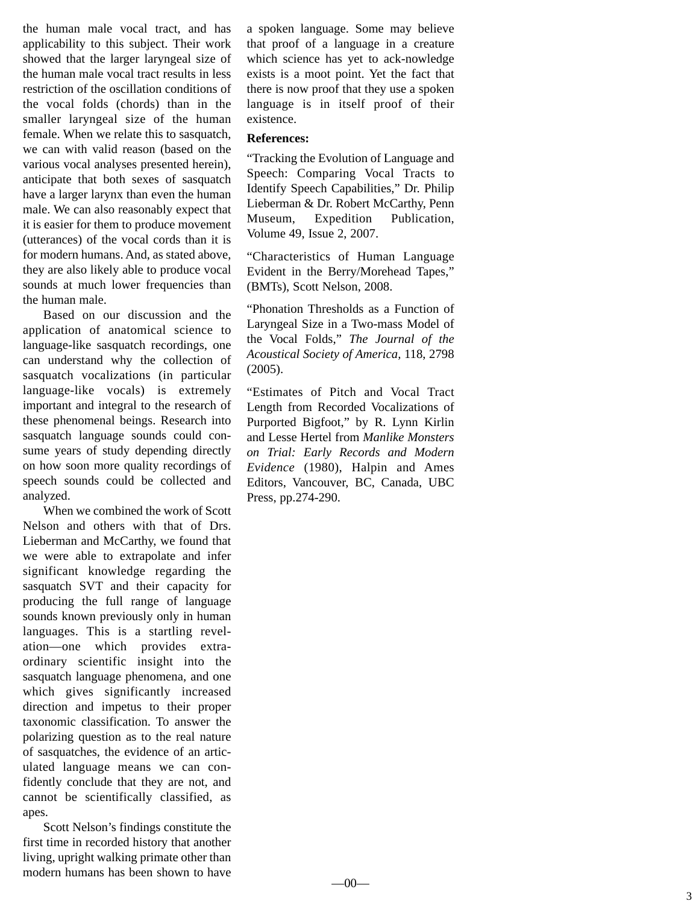the human male vocal tract, and has applicability to this subject. Their work showed that the larger laryngeal size of the human male vocal tract results in less restriction of the oscillation conditions of the vocal folds (chords) than in the smaller laryngeal size of the human female. When we relate this to sasquatch, we can with valid reason (based on the various vocal analyses presented herein), anticipate that both sexes of sasquatch have a larger larynx than even the human male. We can also reasonably expect that it is easier for them to produce movement (utterances) of the vocal cords than it is for modern humans. And, as stated above, they are also likely able to produce vocal sounds at much lower frequencies than the human male.

Based on our discussion and the application of anatomical science to language-like sasquatch recordings, one can understand why the collection of sasquatch vocalizations (in particular language-like vocals) is extremely important and integral to the research of these phenomenal beings. Research into sasquatch language sounds could consume years of study depending directly on how soon more quality recordings of speech sounds could be collected and analyzed.

When we combined the work of Scott Nelson and others with that of Drs. Lieberman and McCarthy, we found that we were able to extrapolate and infer significant knowledge regarding the sasquatch SVT and their capacity for producing the full range of language sounds known previously only in human languages. This is a startling revelation—one which provides extraordinary scientific insight into the sasquatch language phenomena, and one which gives significantly increased direction and impetus to their proper taxonomic classification. To answer the polarizing question as to the real nature of sasquatches, the evidence of an articulated language means we can confidently conclude that they are not, and cannot be scientifically classified, as apes.

Scott Nelson's findings constitute the first time in recorded history that another living, upright walking primate other than modern humans has been shown to have a spoken language. Some may believe that proof of a language in a creature which science has yet to acknowledge exists is a moot point. Yet the fact that there is now proof that they use a spoken language is in itself proof of their existence.

**References:**

"Tracking the Evolution of Language and Speech: Comparing Vocal Tracts to Identify Speech Capabilities," Dr. Philip Lieberman & Dr. Robert McCarthy, Penn Museum, Expedition Publication, Volume 49, Issue 2, 2007.

"Characteristics of Human Language Evident in the Berry/Morehead Tapes," (BMTs), Scott Nelson, 2008.

"Phonation Thresholds as a Function of Laryngeal Size in a Two-mass Model of the Vocal Folds," *The Journal of the Acoustical Society of America,* 118, 2798 (2005).

"Estimates of Pitch and Vocal Tract Length from Recorded Vocalizations of Purported Bigfoot," by R. Lynn Kirlin and Lesse Hertel from *Manlike Monsters on Trial: Early Records and Modern Evidence* (1980), Halpin and Ames Editors, Vancouver, BC, Canada, UBC Press, pp.274-290.

—00—